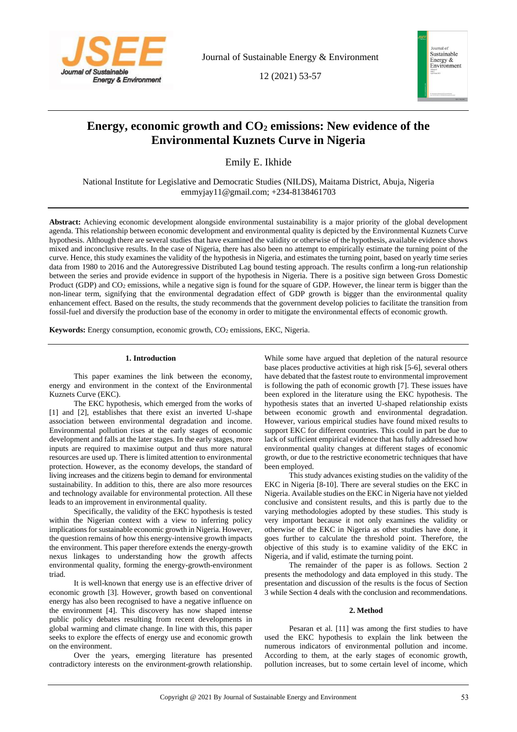# Energy, economic growth and $CO_2$ emissions: New evidence of the Environmental Kuznets Curve in Nigeria

Emily E. Ikhide

National Institute for Legislative and Democratic Studies (NILDS), Maitama District, Abuja, Nigeria
emmyjay11@gmail.com; +234-8138461703

**Abstract:** Achieving economic development alongside environmental sustainability is a major priority of the global development agenda. This relationship between economic development and environmental quality is depicted by the Environmental Kuznets Curve hypothesis. Although there are several studies that have examined the validity or otherwise of the hypothesis, available evidence shows mixed and inconclusive results. In the case of Nigeria, there has also been no attempt to empirically estimate the turning point of the curve. Hence, this study examines the validity of the hypothesis in Nigeria, and estimates the turning point, based on yearly time series data from 1980 to 2016 and the Autoregressive Distributed Lag bound testing approach. The results confirm a long-run relationship between the series and provide evidence in support of the hypothesis in Nigeria. There is a positive sign between Gross Domestic Product (GDP) and $CO_2$ emissions, while a negative sign is found for the square of GDP. However, the linear term is bigger than the non-linear term, signifying that the environmental degradation effect of GDP growth is bigger than the environmental quality enhancement effect. Based on the results, the study recommends that the government develop policies to facilitate the transition from fossil-fuel and diversify the production base of the economy in order to mitigate the environmental effects of economic growth.

**Keywords:** Energy consumption, economic growth, $CO_2$ emissions, EKC, Nigeria.

## 1. Introduction

This paper examines the link between the economy, energy and environment in the context of the Environmental Kuznets Curve (EKC).

The EKC hypothesis, which emerged from the works of [1] and [2], establishes that there exist an inverted U-shape association between environmental degradation and income. Environmental pollution rises at the early stages of economic development and falls at the later stages. In the early stages, more inputs are required to maximise output and thus more natural resources are used up. There is limited attention to environmental protection. However, as the economy develops, the standard of living increases and the citizens begin to demand for environmental sustainability. In addition to this, there are also more resources and technology available for environmental protection. All these leads to an improvement in environmental quality.

Specifically, the validity of the EKC hypothesis is tested within the Nigerian context with a view to inferring policy implications for sustainable economic growth in Nigeria. However, the question remains of how this energy-intensive growth impacts the environment. This paper therefore extends the energy-growth nexus linkages to understanding how the growth affects environmental quality, forming the energy-growth-environment triad.

It is well-known that energy use is an effective driver of economic growth [3]. However, growth based on conventional energy has also been recognised to have a negative influence on the environment [4]. This discovery has now shaped intense public policy debates resulting from recent developments in global warming and climate change. In line with this, this paper seeks to explore the effects of energy use and economic growth on the environment.

Over the years, emerging literature has presented contradictory interests on the environment-growth relationship. While some have argued that depletion of the natural resource base places productive activities at high risk [5-6], several others have debated that the fastest route to environmental improvement is following the path of economic growth [7]. These issues have been explored in the literature using the EKC hypothesis. The hypothesis states that an inverted U-shaped relationship exists between economic growth and environmental degradation. However, various empirical studies have found mixed results to support EKC for different countries. This could in part be due to lack of sufficient empirical evidence that has fully addressed how environmental quality changes at different stages of economic growth, or due to the restrictive econometric techniques that have been employed.

This study advances existing studies on the validity of the EKC in Nigeria [8-10]. There are several studies on the EKC in Nigeria. Available studies on the EKC in Nigeria have not yielded conclusive and consistent results, and this is partly due to the varying methodologies adopted by these studies. This study is very important because it not only examines the validity or otherwise of the EKC in Nigeria as other studies have done, it goes further to calculate the threshold point. Therefore, the objective of this study is to examine validity of the EKC in Nigeria, and if valid, estimate the turning point.

The remainder of the paper is as follows. Section 2 presents the methodology and data employed in this study. The presentation and discussion of the results is the focus of Section 3 while Section 4 deals with the conclusion and recommendations.

## 2. Method

Pesaran et al. [11] was among the first studies to have used the EKC hypothesis to explain the link between the numerous indicators of environmental pollution and income. According to them, at the early stages of economic growth, pollution increases, but to some certain level of income, which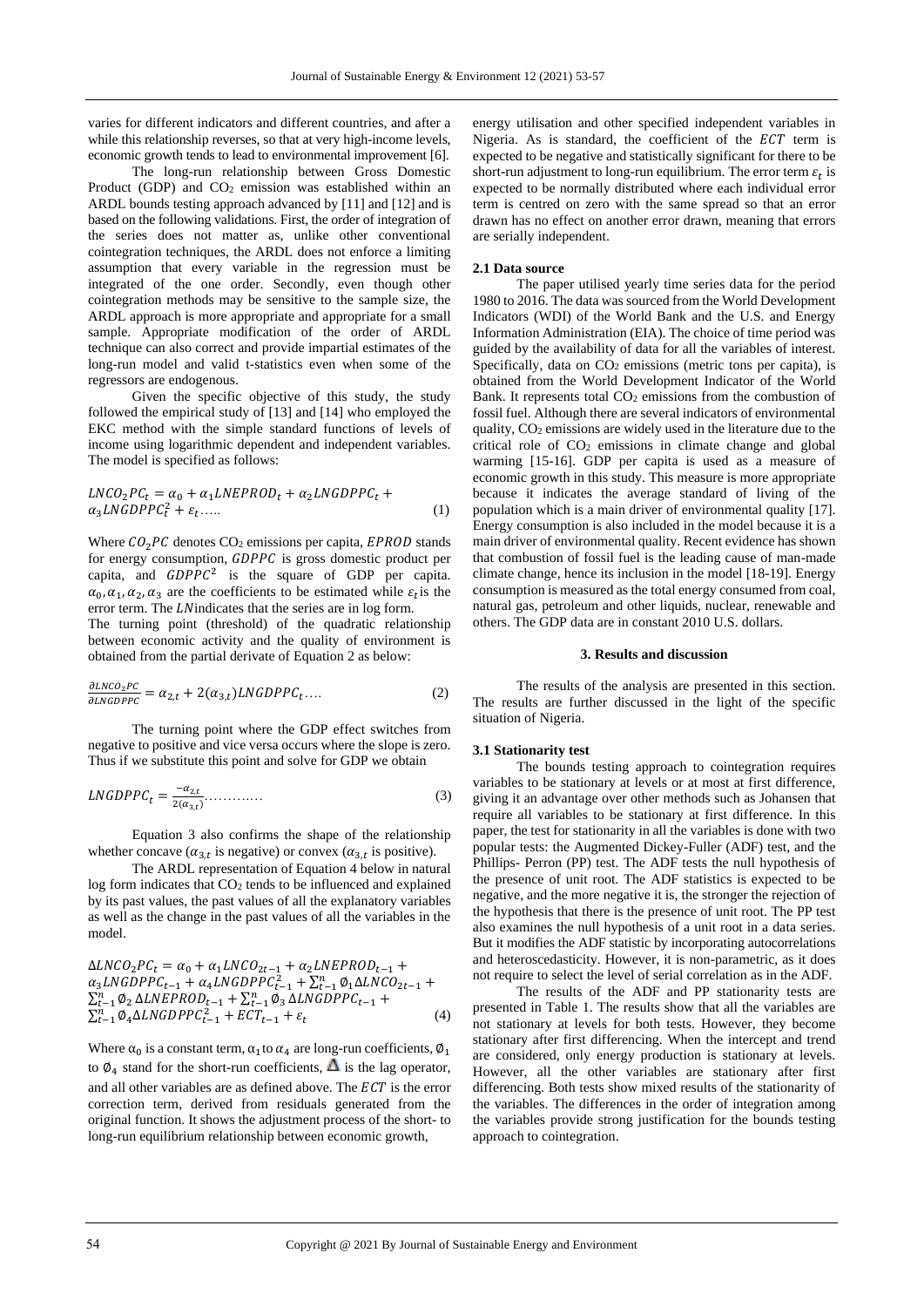varies for different indicators and different countries, and after a while this relationship reverses, so that at very high-income levels, economic growth tends to lead to environmental improvement [6].

The long-run relationship between Gross Domestic Product (GDP) and $CO_2$ emission was established within an ARDL bounds testing approach advanced by [11] and [12] and is based on the following validations. First, the order of integration of the series does not matter as, unlike other conventional cointegration techniques, the ARDL does not enforce a limiting assumption that every variable in the regression must be integrated of the one order. Secondly, even though other cointegration methods may be sensitive to the sample size, the ARDL approach is more appropriate and appropriate for a small sample. Appropriate modification of the order of ARDL technique can also correct and provide impartial estimates of the long-run model and valid t-statistics even when some of the regressors are endogenous.

Given the specific objective of this study, the study followed the empirical study of [13] and [14] who employed the EKC method with the simple standard functions of levels of income using logarithmic dependent and independent variables. The model is specified as follows:

$$LNCO_2PC_t = \alpha_0 + \alpha_1 LNEPROD_t + \alpha_2 LNGDPPC_t + \alpha_3 LNGDPPC_t^2 + \varepsilon_t \ldots.. \quad (1)$$

Where $CO_2PC$ denotes $CO_2$ emissions per capita, $EPROD$ stands for energy consumption, $GDPPC$ is gross domestic product per capita, and $GDPPC^2$ is the square of GDP per capita. $\alpha_0, \alpha_1, \alpha_2, \alpha_3$ are the coefficients to be estimated while $\varepsilon_t$ is the error term. The $LN$indicates that the series are in log form.

The turning point (threshold) of the quadratic relationship between economic activity and the quality of environment is obtained from the partial derivate of Equation 2 as below:

$$\frac{\partial LNCO_2PC}{\partial LNGDPPC} = \alpha_{2,t} + 2(\alpha_{3,t})LNGDPPC_t \ldots. \quad (2)$$

The turning point where the GDP effect switches from negative to positive and vice versa occurs where the slope is zero. Thus if we substitute this point and solve for GDP we obtain

$$LNGDPPC_t = \frac{-\alpha_{2,t}}{2(\alpha_{3,t})} \ldots\ldots\ldots\ldots \quad (3)$$

Equation 3 also confirms the shape of the relationship whether concave ($\alpha_{3,t}$ is negative) or convex ($\alpha_{3,t}$ is positive).

The ARDL representation of Equation 4 below in natural log form indicates that $CO_2$ tends to be influenced and explained by its past values, the past values of all the explanatory variables as well as the change in the past values of all the variables in the model.

$$\Delta LNCO_2PC_t = \alpha_0 + \alpha_1 LNCO_{2t-1} + \alpha_2 LNEPROD_{t-1} + \alpha_3 LNGDPPC_{t-1} + \alpha_4 LNGDPPC_{t-1}^2 + \sum_{t-1}^{n} \emptyset_1 \Delta LNCO_{2t-1} + \sum_{t-1}^{n} \emptyset_2 \Delta LNEPROD_{t-1} + \sum_{t-1}^{n} \emptyset_3 \Delta LNGDPPC_{t-1} + \sum_{t-1}^{n} \emptyset_4 \Delta LNGDPPC_{t-1}^2 + ECT_{t-1} + \varepsilon_t \quad (4)$$

Where $\alpha_0$ is a constant term, $\alpha_1$ to $\alpha_4$ are long-run coefficients, $\emptyset_1$ to $\emptyset_4$ stand for the short-run coefficients, $\Delta$ is the lag operator, and all other variables are as defined above. The $ECT$ is the error correction term, derived from residuals generated from the original function. It shows the adjustment process of the short- to long-run equilibrium relationship between economic growth, energy utilisation and other specified independent variables in Nigeria. As is standard, the coefficient of the $ECT$ term is expected to be negative and statistically significant for there to be short-run adjustment to long-run equilibrium. The error term $\varepsilon_t$ is expected to be normally distributed where each individual error term is centred on zero with the same spread so that an error drawn has no effect on another error drawn, meaning that errors are serially independent.

### 2.1 Data source

The paper utilised yearly time series data for the period 1980 to 2016. The data was sourced from the World Development Indicators (WDI) of the World Bank and the U.S. and Energy Information Administration (EIA). The choice of time period was guided by the availability of data for all the variables of interest. Specifically, data on $CO_2$ emissions (metric tons per capita), is obtained from the World Development Indicator of the World Bank. It represents total $CO_2$ emissions from the combustion of fossil fuel. Although there are several indicators of environmental quality, $CO_2$ emissions are widely used in the literature due to the critical role of $CO_2$ emissions in climate change and global warming [15-16]. GDP per capita is used as a measure of economic growth in this study. This measure is more appropriate because it indicates the average standard of living of the population which is a main driver of environmental quality [17]. Energy consumption is also included in the model because it is a main driver of environmental quality. Recent evidence has shown that combustion of fossil fuel is the leading cause of man-made climate change, hence its inclusion in the model [18-19]. Energy consumption is measured as the total energy consumed from coal, natural gas, petroleum and other liquids, nuclear, renewable and others. The GDP data are in constant 2010 U.S. dollars.

## 3. Results and discussion

The results of the analysis are presented in this section. The results are further discussed in the light of the specific situation of Nigeria.

### 3.1 Stationarity test

The bounds testing approach to cointegration requires variables to be stationary at levels or at most at first difference, giving it an advantage over other methods such as Johansen that require all variables to be stationary at first difference. In this paper, the test for stationarity in all the variables is done with two popular tests: the Augmented Dickey-Fuller (ADF) test, and the Phillips- Perron (PP) test. The ADF tests the null hypothesis of the presence of unit root. The ADF statistics is expected to be negative, and the more negative it is, the stronger the rejection of the hypothesis that there is the presence of unit root. The PP test also examines the null hypothesis of a unit root in a data series. But it modifies the ADF statistic by incorporating autocorrelations and heteroscedasticity. However, it is non-parametric, as it does not require to select the level of serial correlation as in the ADF.

The results of the ADF and PP stationarity tests are presented in Table 1. The results show that all the variables are not stationary at levels for both tests. However, they become stationary after first differencing. When the intercept and trend are considered, only energy production is stationary at levels. However, all the other variables are stationary after first differencing. Both tests show mixed results of the stationarity of the variables. The differences in the order of integration among the variables provide strong justification for the bounds testing approach to cointegration.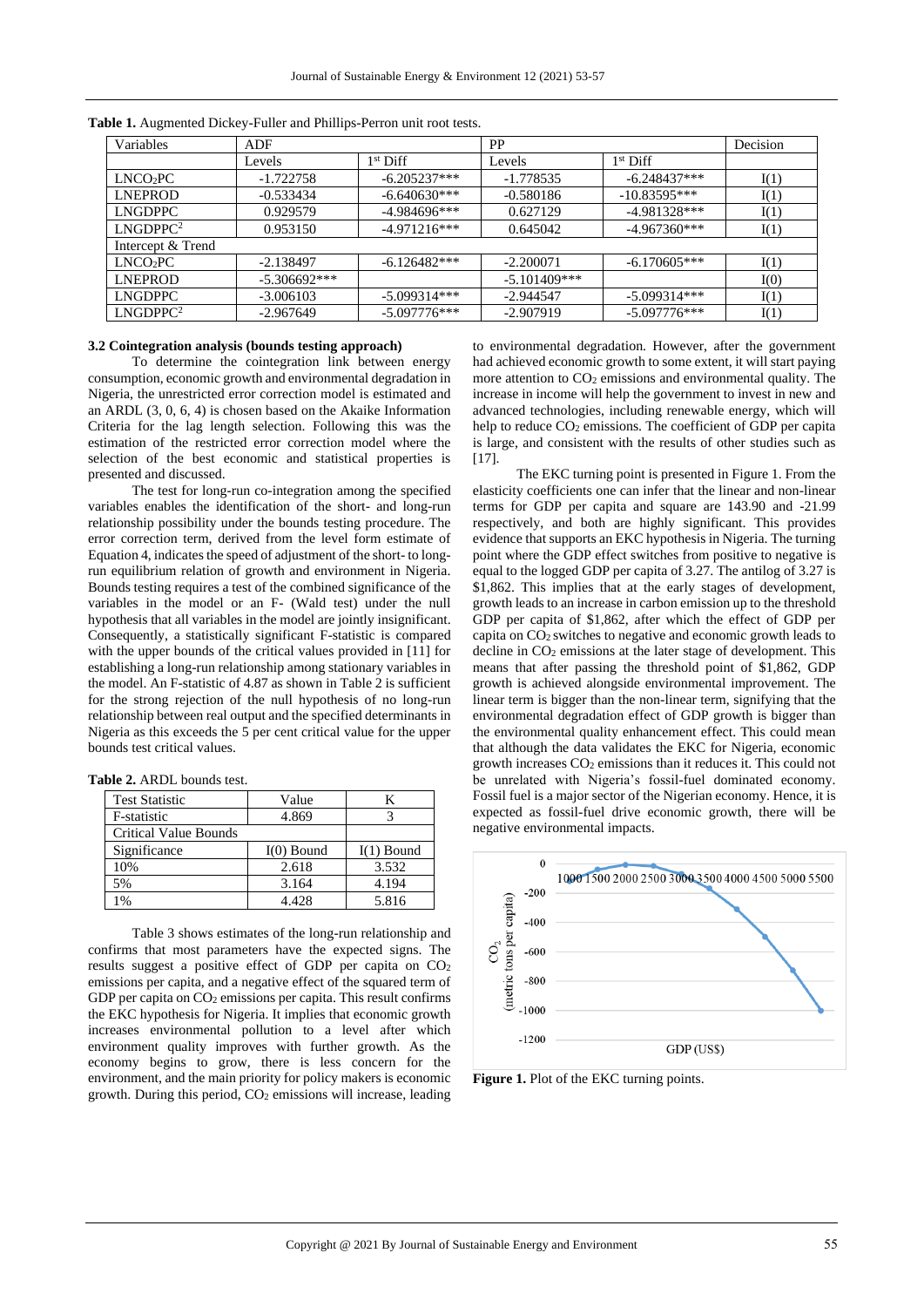**Table 1.** Augmented Dickey-Fuller and Phillips-Perron unit root tests.

| Variables | ADF | | PP | | Decision |
|---|---|---|---|---|---|
| | Levels | $1^{st}$ Diff | Levels | $1^{st}$ Diff | |
| $LNCO_2PC$ | -1.722758 | -6.205237*** | -1.778535 | -6.248437*** | I(1) |
| LNEPROD | -0.533434 | -6.640630*** | -0.580186 | -10.83595*** | I(1) |
| LNGDPPC | 0.929579 | -4.984696*** | 0.627129 | -4.981328*** | I(1) |
| $LNGDPPC^2$ | 0.953150 | -4.971216*** | 0.645042 | -4.967360*** | I(1) |
| Intercept & Trend | | | | | |
| $LNCO_2PC$ | -2.138497 | -6.126482*** | -2.200071 | -6.170605*** | I(1) |
| LNEPROD | -5.306692*** | | -5.101409*** | | I(0) |
| LNGDPPC | -3.006103 | -5.099314*** | -2.944547 | -5.099314*** | I(1) |
| $LNGDPPC^2$ | -2.967649 | -5.097776*** | -2.907919 | -5.097776*** | I(1) |

### 3.2 Cointegration analysis (bounds testing approach)

To determine the cointegration link between energy consumption, economic growth and environmental degradation in Nigeria, the unrestricted error correction model is estimated and an ARDL (3, 0, 6, 4) is chosen based on the Akaike Information Criteria for the lag length selection. Following this was the estimation of the restricted error correction model where the selection of the best economic and statistical properties is presented and discussed.

The test for long-run co-integration among the specified variables enables the identification of the short- and long-run relationship possibility under the bounds testing procedure. The error correction term, derived from the level form estimate of Equation 4, indicates the speed of adjustment of the short- to long-run equilibrium relation of growth and environment in Nigeria. Bounds testing requires a test of the combined significance of the variables in the model or an F- (Wald test) under the null hypothesis that all variables in the model are jointly insignificant. Consequently, a statistically significant F-statistic is compared with the upper bounds of the critical values provided in [11] for establishing a long-run relationship among stationary variables in the model. An F-statistic of 4.87 as shown in Table 2 is sufficient for the strong rejection of the null hypothesis of no long-run relationship between real output and the specified determinants in Nigeria as this exceeds the 5 per cent critical value for the upper bounds test critical values.

**Table 2.** ARDL bounds test.

| Test Statistic | Value | K |
|---|---|---|
| F-statistic | 4.869 | 3 |
| Critical Value Bounds | | |
| Significance | I(0) Bound | I(1) Bound |
| 10% | 2.618 | 3.532 |
| 5% | 3.164 | 4.194 |
| 1% | 4.428 | 5.816 |

Table 3 shows estimates of the long-run relationship and confirms that most parameters have the expected signs. The results suggest a positive effect of GDP per capita on $CO_2$ emissions per capita, and a negative effect of the squared term of GDP per capita on $CO_2$ emissions per capita. This result confirms the EKC hypothesis for Nigeria. It implies that economic growth increases environmental pollution to a level after which environment quality improves with further growth. As the economy begins to grow, there is less concern for the environment, and the main priority for policy makers is economic growth. During this period, $CO_2$ emissions will increase, leading to environmental degradation. However, after the government had achieved economic growth to some extent, it will start paying more attention to $CO_2$ emissions and environmental quality. The increase in income will help the government to invest in new and advanced technologies, including renewable energy, which will help to reduce $CO_2$ emissions. The coefficient of GDP per capita is large, and consistent with the results of other studies such as [17].

The EKC turning point is presented in Figure 1. From the elasticity coefficients one can infer that the linear and non-linear terms for GDP per capita and square are 143.90 and -21.99 respectively, and both are highly significant. This provides evidence that supports an EKC hypothesis in Nigeria. The turning point where the GDP effect switches from positive to negative is equal to the logged GDP per capita of 3.27. The antilog of 3.27 is \$1,862. This implies that at the early stages of development, growth leads to an increase in carbon emission up to the threshold GDP per capita of \$1,862, after which the effect of GDP per capita on $CO_2$ switches to negative and economic growth leads to decline in $CO_2$ emissions at the later stage of development. This means that after passing the threshold point of \$1,862, GDP growth is achieved alongside environmental improvement. The linear term is bigger than the non-linear term, signifying that the environmental degradation effect of GDP growth is bigger than the environmental quality enhancement effect. This could mean that although the data validates the EKC for Nigeria, economic growth increases $CO_2$ emissions than it reduces it. This could not be unrelated with Nigeria's fossil-fuel dominated economy. Fossil fuel is a major sector of the Nigerian economy. Hence, it is expected as fossil-fuel drive economic growth, there will be negative environmental impacts.

**Figure 1.** Plot of the EKC turning points.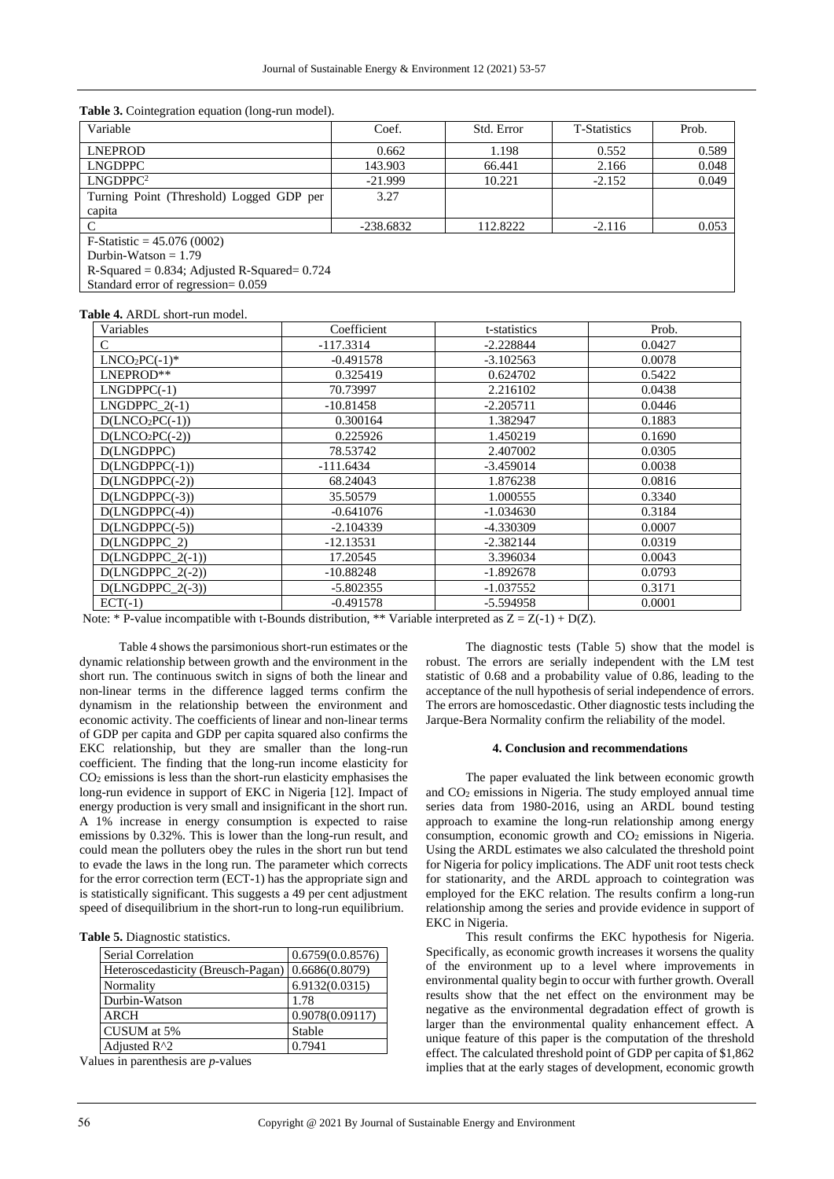**Table 3.** Cointegration equation (long-run model).

| Variable | Coef. | Std. Error | T-Statistics | Prob. |
|---|---|---|---|---|
| LNEPROD | 0.662 | 1.198 | 0.552 | 0.589 |
| LNGDPPC | 143.903 | 66.441 | 2.166 | 0.048 |
| $LNGDPPC^2$ | -21.999 | 10.221 | -2.152 | 0.049 |
| Turning Point (Threshold) Logged GDP per capita | 3.27 | | | |
| C | -238.6832 | 112.8222 | -2.116 | 0.053 |
| F-Statistic = 45.076 (0002) | | | | |
| Durbin-Watson = 1.79 | | | | |
| R-Squared = 0.834; Adjusted R-Squared= 0.724 | | | | |
| Standard error of regression= 0.059 | | | | |

**Table 4.** ARDL short-run model.

| Variables | Coefficient | t-statistics | Prob. |
|---|---|---|---|
| C | -117.3314 | -2.228844 | 0.0427 |
| $LNCO_2PC(-1)$* | -0.491578 | -3.102563 | 0.0078 |
| LNEPROD** | 0.325419 | 0.624702 | 0.5422 |
| LNGDPPC(-1) | 70.73997 | 2.216102 | 0.0438 |
| LNGDPPC_2(-1) | -10.81458 | -2.205711 | 0.0446 |
| $D(LNCO_2PC(-1))$ | 0.300164 | 1.382947 | 0.1883 |
| $D(LNCO_2PC(-2))$ | 0.225926 | 1.450219 | 0.1690 |
| D(LNGDPPC) | 78.53742 | 2.407002 | 0.0305 |
| D(LNGDPPC(-1)) | -111.6434 | -3.459014 | 0.0038 |
| D(LNGDPPC(-2)) | 68.24043 | 1.876238 | 0.0816 |
| D(LNGDPPC(-3)) | 35.50579 | 1.000555 | 0.3340 |
| D(LNGDPPC(-4)) | -0.641076 | -1.034630 | 0.3184 |
| D(LNGDPPC(-5)) | -2.104339 | -4.330309 | 0.0007 |
| D(LNGDPPC_2) | -12.13531 | -2.382144 | 0.0319 |
| D(LNGDPPC_2(-1)) | 17.20545 | 3.396034 | 0.0043 |
| D(LNGDPPC_2(-2)) | -10.88248 | -1.892678 | 0.0793 |
| D(LNGDPPC_2(-3)) | -5.802355 | -1.037552 | 0.3171 |
| ECT(-1) | -0.491578 | -5.594958 | 0.0001 |

Note: * P-value incompatible with t-Bounds distribution, ** Variable interpreted as Z = Z(-1) + D(Z).

Table 4 shows the parsimonious short-run estimates or the dynamic relationship between growth and the environment in the short run. The continuous switch in signs of both the linear and non-linear terms in the difference lagged terms confirm the dynamism in the relationship between the environment and economic activity. The coefficients of linear and non-linear terms of GDP per capita and GDP per capita squared also confirms the EKC relationship, but they are smaller than the long-run coefficient. The finding that the long-run income elasticity for $CO_2$ emissions is less than the short-run elasticity emphasises the long-run evidence in support of EKC in Nigeria [12]. Impact of energy production is very small and insignificant in the short run. A 1% increase in energy consumption is expected to raise emissions by 0.32%. This is lower than the long-run result, and could mean the polluters obey the rules in the short run but tend to evade the laws in the long run. The parameter which corrects for the error correction term (ECT-1) has the appropriate sign and is statistically significant. This suggests a 49 per cent adjustment speed of disequilibrium in the short-run to long-run equilibrium.

**Table 5.** Diagnostic statistics.

| | |
|---|---|
| Serial Correlation | 0.6759(0.0.8576) |
| Heteroscedasticity (Breusch-Pagan) | 0.6686(0.8079) |
| Normality | 6.9132(0.0315) |
| Durbin-Watson | 1.78 |
| ARCH | 0.9078(0.09117) |
| CUSUM at 5% | Stable |
| Adjusted R^2 | 0.7941 |

Values in parenthesis are *p*-values

The diagnostic tests (Table 5) show that the model is robust. The errors are serially independent with the LM test statistic of 0.68 and a probability value of 0.86, leading to the acceptance of the null hypothesis of serial independence of errors. The errors are homoscedastic. Other diagnostic tests including the Jarque-Bera Normality confirm the reliability of the model.

## 4. Conclusion and recommendations

The paper evaluated the link between economic growth and $CO_2$ emissions in Nigeria. The study employed annual time series data from 1980-2016, using an ARDL bound testing approach to examine the long-run relationship among energy consumption, economic growth and $CO_2$ emissions in Nigeria. Using the ARDL estimates we also calculated the threshold point for Nigeria for policy implications. The ADF unit root tests check for stationarity, and the ARDL approach to cointegration was employed for the EKC relation. The results confirm a long-run relationship among the series and provide evidence in support of EKC in Nigeria.

This result confirms the EKC hypothesis for Nigeria. Specifically, as economic growth increases it worsens the quality of the environment up to a level where improvements in environmental quality begin to occur with further growth. Overall results show that the net effect on the environment may be negative as the environmental degradation effect of growth is larger than the environmental quality enhancement effect. A unique feature of this paper is the computation of the threshold effect. The calculated threshold point of GDP per capita of $1,862 implies that at the early stages of development, economic growth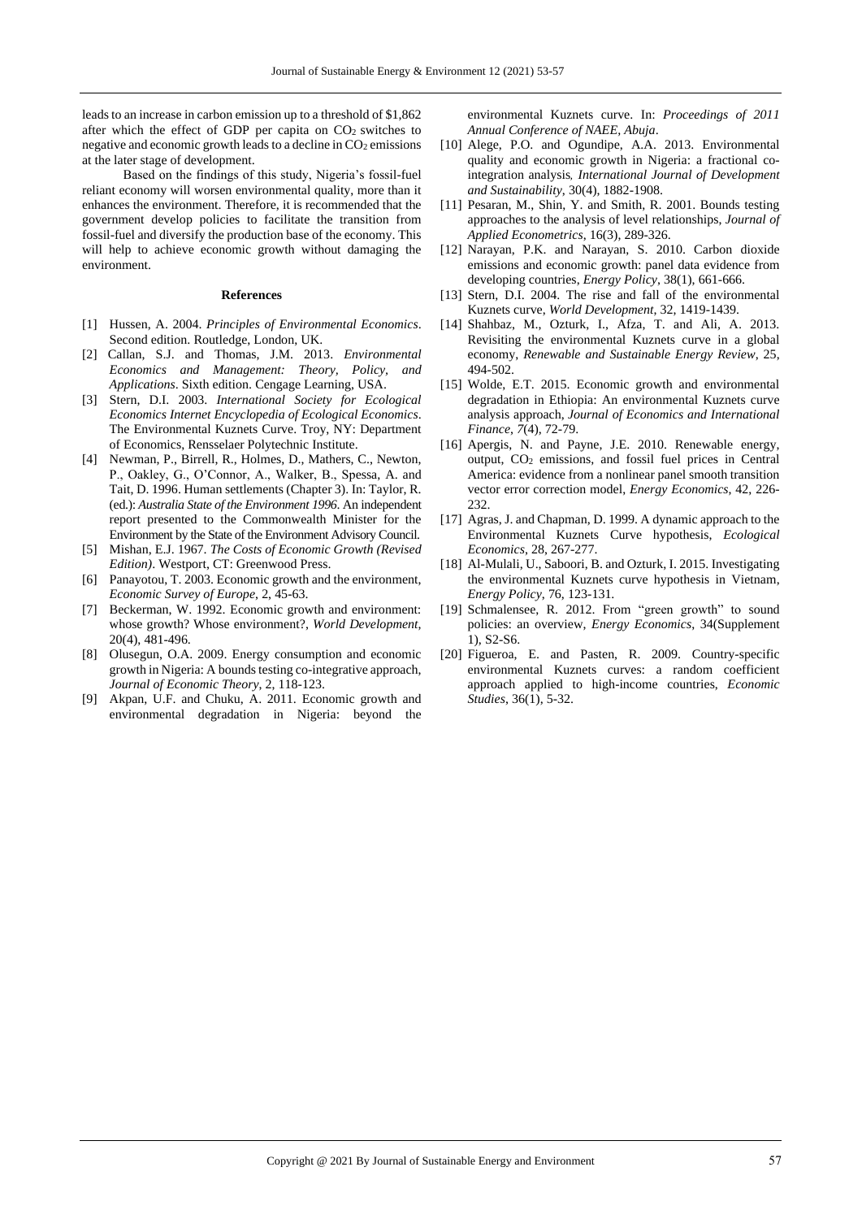leads to an increase in carbon emission up to a threshold of $1,862 after which the effect of GDP per capita on $CO_2$ switches to negative and economic growth leads to a decline in $CO_2$ emissions at the later stage of development.

Based on the findings of this study, Nigeria's fossil-fuel reliant economy will worsen environmental quality, more than it enhances the environment. Therefore, it is recommended that the government develop policies to facilitate the transition from fossil-fuel and diversify the production base of the economy. This will help to achieve economic growth without damaging the environment.

## References

[1] Hussen, A. 2004. *Principles of Environmental Economics*. Second edition. Routledge, London, UK.

[2] Callan, S.J. and Thomas, J.M. 2013. *Environmental Economics and Management: Theory, Policy, and Applications*. Sixth edition. Cengage Learning, USA.

[3] Stern, D.I. 2003. *International Society for Ecological Economics Internet Encyclopedia of Ecological Economics*. The Environmental Kuznets Curve. Troy, NY: Department of Economics, Rensselaer Polytechnic Institute.

[4] Newman, P., Birrell, R., Holmes, D., Mathers, C., Newton, P., Oakley, G., O'Connor, A., Walker, B., Spessa, A. and Tait, D. 1996. Human settlements (Chapter 3). In: Taylor, R. (ed.): *Australia State of the Environment 1996*. An independent report presented to the Commonwealth Minister for the Environment by the State of the Environment Advisory Council.

[5] Mishan, E.J. 1967. *The Costs of Economic Growth (Revised Edition)*. Westport, CT: Greenwood Press.

[6] Panayotou, T. 2003. Economic growth and the environment, *Economic Survey of Europe*, 2, 45-63.

[7] Beckerman, W. 1992. Economic growth and environment: whose growth? Whose environment?, *World Development*, 20(4), 481-496.

[8] Olusegun, O.A. 2009. Energy consumption and economic growth in Nigeria: A bounds testing co-integrative approach, *Journal of Economic Theory*, 2, 118-123.

[9] Akpan, U.F. and Chuku, A. 2011. Economic growth and environmental degradation in Nigeria: beyond the environmental Kuznets curve. In: *Proceedings of 2011 Annual Conference of NAEE, Abuja*.

[10] Alege, P.O. and Ogundipe, A.A. 2013. Environmental quality and economic growth in Nigeria: a fractional co-integration analysis, *International Journal of Development and Sustainability*, 30(4), 1882-1908.

[11] Pesaran, M., Shin, Y. and Smith, R. 2001. Bounds testing approaches to the analysis of level relationships, *Journal of Applied Econometrics*, 16(3), 289-326.

[12] Narayan, P.K. and Narayan, S. 2010. Carbon dioxide emissions and economic growth: panel data evidence from developing countries, *Energy Policy*, 38(1), 661-666.

[13] Stern, D.I. 2004. The rise and fall of the environmental Kuznets curve, *World Development*, 32, 1419-1439.

[14] Shahbaz, M., Ozturk, I., Afza, T. and Ali, A. 2013. Revisiting the environmental Kuznets curve in a global economy, *Renewable and Sustainable Energy Review*, 25, 494-502.

[15] Wolde, E.T. 2015. Economic growth and environmental degradation in Ethiopia: An environmental Kuznets curve analysis approach, *Journal of Economics and International Finance*, 7(4), 72-79.

[16] Apergis, N. and Payne, J.E. 2010. Renewable energy, output, $CO_2$ emissions, and fossil fuel prices in Central America: evidence from a nonlinear panel smooth transition vector error correction model, *Energy Economics*, 42, 226-232.

[17] Agras, J. and Chapman, D. 1999. A dynamic approach to the Environmental Kuznets Curve hypothesis, *Ecological Economics*, 28, 267-277.

[18] Al-Mulali, U., Saboori, B. and Ozturk, I. 2015. Investigating the environmental Kuznets curve hypothesis in Vietnam, *Energy Policy*, 76, 123-131.

[19] Schmalensee, R. 2012. From "green growth" to sound policies: an overview, *Energy Economics*, 34(Supplement 1), S2-S6.

[20] Figueroa, E. and Pasten, R. 2009. Country-specific environmental Kuznets curves: a random coefficient approach applied to high-income countries, *Economic Studies*, 36(1), 5-32.